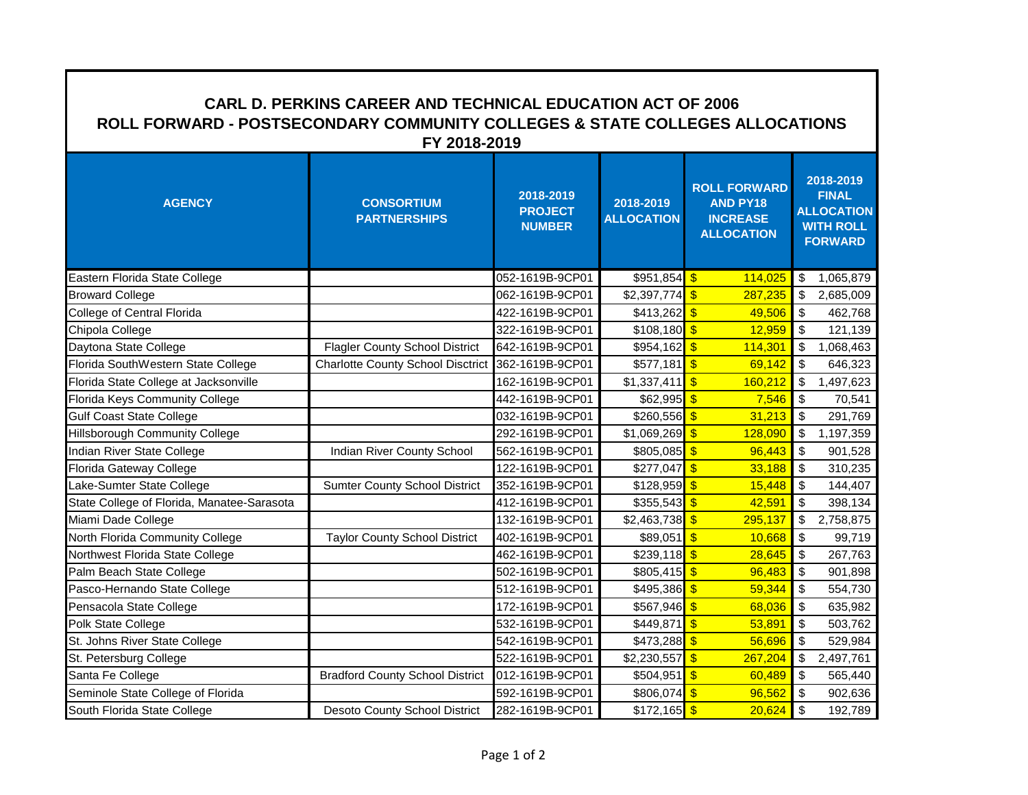# CARL D. PERKINS CAREER AND TECHNICAL EDUCATION ACT OF 2006

## ROLL FORWARD - POSTSECONDARY COMMUNITY COLLEGES & STATE COLLEGES ALLOCATIONS

## FY 2018-2019

| AGENCY | CONSORTIUM PARTNERSHIPS | 2018-2019 PROJECT NUMBER | 2018-2019 ALLOCATION | ROLL FORWARD AND PY18 INCREASE ALLOCATION | 2018-2019 FINAL ALLOCATION WITH ROLL FORWARD |
|---|---|---|---|---|---|
| Eastern Florida State College | | 052-1619B-9CP01 | $951,854 | $ 114,025 | $ 1,065,879 |
| Broward College | | 062-1619B-9CP01 | $2,397,774 | $ 287,235 | $ 2,685,009 |
| College of Central Florida | | 422-1619B-9CP01 | $413,262 | $ 49,506 | $ 462,768 |
| Chipola College | | 322-1619B-9CP01 | $108,180 | $ 12,959 | $ 121,139 |
| Daytona State College | Flagler County School District | 642-1619B-9CP01 | $954,162 | $ 114,301 | $ 1,068,463 |
| Florida SouthWestern State College | Charlotte County School Disctrict | 362-1619B-9CP01 | $577,181 | $ 69,142 | $ 646,323 |
| Florida State College at Jacksonville | | 162-1619B-9CP01 | $1,337,411 | $ 160,212 | $ 1,497,623 |
| Florida Keys Community College | | 442-1619B-9CP01 | $62,995 | $ 7,546 | $ 70,541 |
| Gulf Coast State College | | 032-1619B-9CP01 | $260,556 | $ 31,213 | $ 291,769 |
| Hillsborough Community College | | 292-1619B-9CP01 | $1,069,269 | $ 128,090 | $ 1,197,359 |
| Indian River State College | Indian River County School | 562-1619B-9CP01 | $805,085 | $ 96,443 | $ 901,528 |
| Florida Gateway College | | 122-1619B-9CP01 | $277,047 | $ 33,188 | $ 310,235 |
| Lake-Sumter State College | Sumter County School District | 352-1619B-9CP01 | $128,959 | $ 15,448 | $ 144,407 |
| State College of Florida, Manatee-Sarasota | | 412-1619B-9CP01 | $355,543 | $ 42,591 | $ 398,134 |
| Miami Dade College | | 132-1619B-9CP01 | $2,463,738 | $ 295,137 | $ 2,758,875 |
| North Florida Community College | Taylor County School District | 402-1619B-9CP01 | $89,051 | $ 10,668 | $ 99,719 |
| Northwest Florida State College | | 462-1619B-9CP01 | $239,118 | $ 28,645 | $ 267,763 |
| Palm Beach State College | | 502-1619B-9CP01 | $805,415 | $ 96,483 | $ 901,898 |
| Pasco-Hernando State College | | 512-1619B-9CP01 | $495,386 | $ 59,344 | $ 554,730 |
| Pensacola State College | | 172-1619B-9CP01 | $567,946 | $ 68,036 | $ 635,982 |
| Polk State College | | 532-1619B-9CP01 | $449,871 | $ 53,891 | $ 503,762 |
| St. Johns River State College | | 542-1619B-9CP01 | $473,288 | $ 56,696 | $ 529,984 |
| St. Petersburg College | | 522-1619B-9CP01 | $2,230,557 | $ 267,204 | $ 2,497,761 |
| Santa Fe College | Bradford County School District | 012-1619B-9CP01 | $504,951 | $ 60,489 | $ 565,440 |
| Seminole State College of Florida | | 592-1619B-9CP01 | $806,074 | $ 96,562 | $ 902,636 |
| South Florida State College | Desoto County School District | 282-1619B-9CP01 | $172,165 | $ 20,624 | $ 192,789 |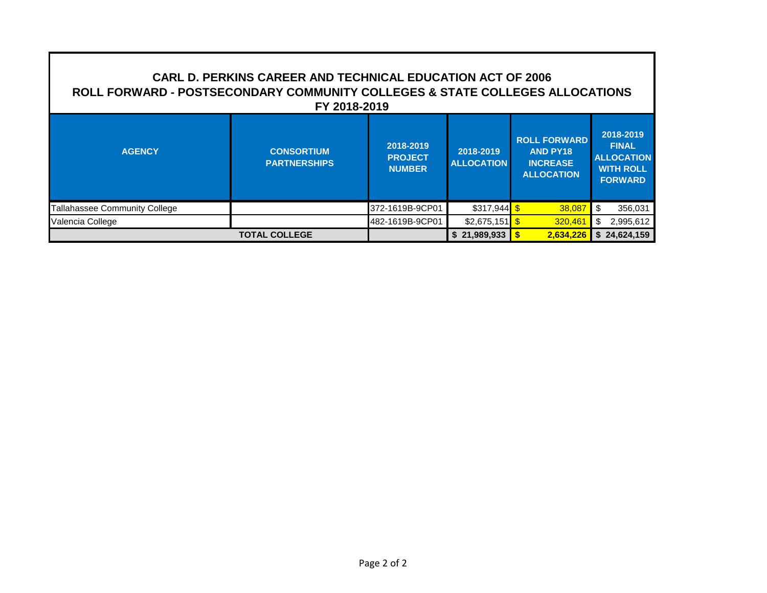## CARL D. PERKINS CAREER AND TECHNICAL EDUCATION ACT OF 2006
## ROLL FORWARD - POSTSECONDARY COMMUNITY COLLEGES & STATE COLLEGES ALLOCATIONS
## FY 2018-2019

| AGENCY | CONSORTIUM PARTNERSHIPS | 2018-2019 PROJECT NUMBER | 2018-2019 ALLOCATION | ROLL FORWARD AND PY18 INCREASE ALLOCATION | 2018-2019 FINAL ALLOCATION WITH ROLL FORWARD |
|---|---|---|---|---|---|
| Tallahassee Community College | | 372-1619B-9CP01 | $317,944 | $ 38,087 | $ 356,031 |
| Valencia College | | 482-1619B-9CP01 | $2,675,151 | $ 320,461 | $ 2,995,612 |
| **TOTAL COLLEGE** | | | **$ 21,989,933** | **$ 2,634,226** | **$ 24,624,159** |